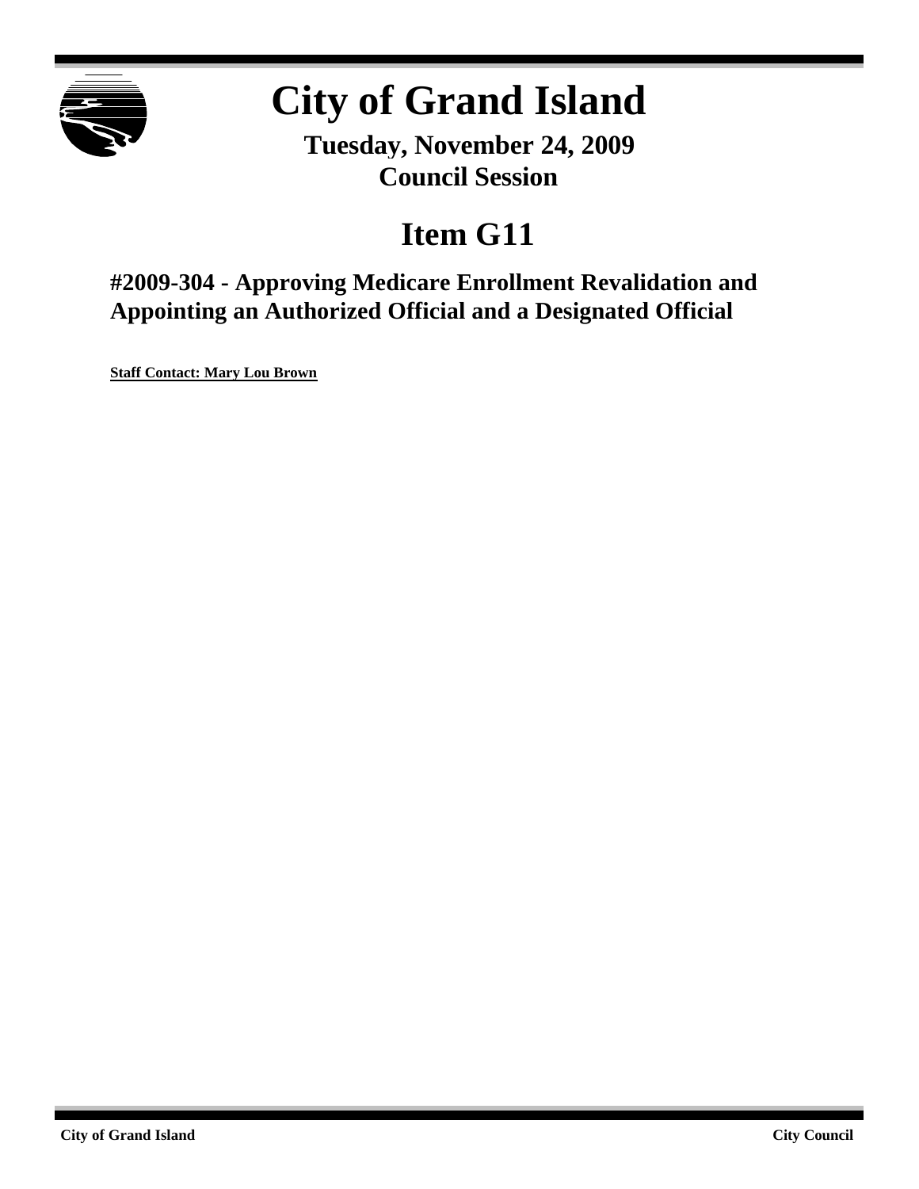# City of Grand Island

**Tuesday, November 24, 2009**
**Council Session**

# Item G11

## #2009-304 - Approving Medicare Enrollment Revalidation and Appointing an Authorized Official and a Designated Official

**Staff Contact: Mary Lou Brown**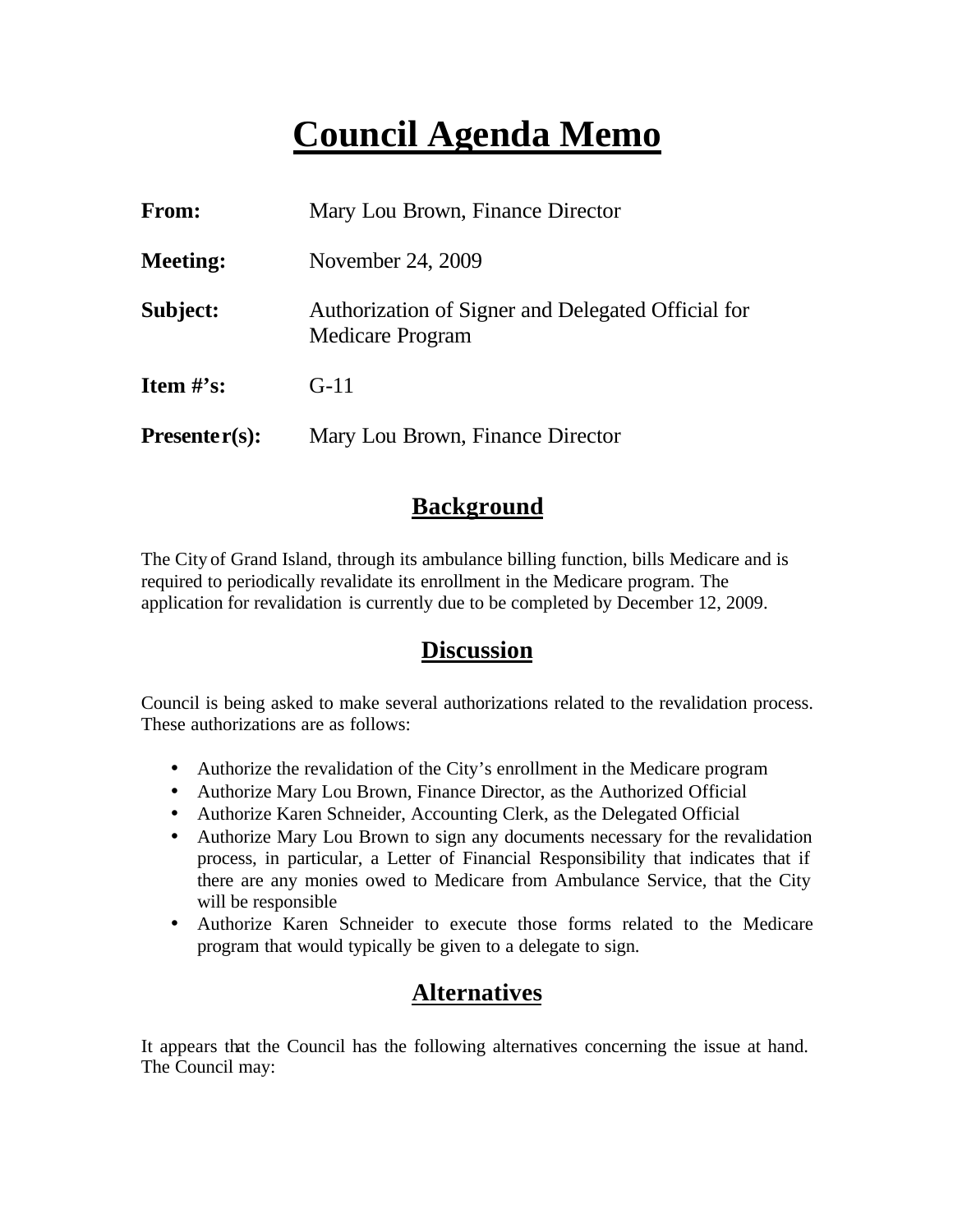# Council Agenda Memo

**From:** Mary Lou Brown, Finance Director

**Meeting:** November 24, 2009

**Subject:** Authorization of Signer and Delegated Official for Medicare Program

**Item #'s:** G-11

**Presenter(s):** Mary Lou Brown, Finance Director

## Background

The City of Grand Island, through its ambulance billing function, bills Medicare and is required to periodically revalidate its enrollment in the Medicare program. The application for revalidation is currently due to be completed by December 12, 2009.

## Discussion

Council is being asked to make several authorizations related to the revalidation process. These authorizations are as follows:

- Authorize the revalidation of the City's enrollment in the Medicare program
- Authorize Mary Lou Brown, Finance Director, as the Authorized Official
- Authorize Karen Schneider, Accounting Clerk, as the Delegated Official
- Authorize Mary Lou Brown to sign any documents necessary for the revalidation process, in particular, a Letter of Financial Responsibility that indicates that if there are any monies owed to Medicare from Ambulance Service, that the City will be responsible
- Authorize Karen Schneider to execute those forms related to the Medicare program that would typically be given to a delegate to sign.

## Alternatives

It appears that the Council has the following alternatives concerning the issue at hand. The Council may: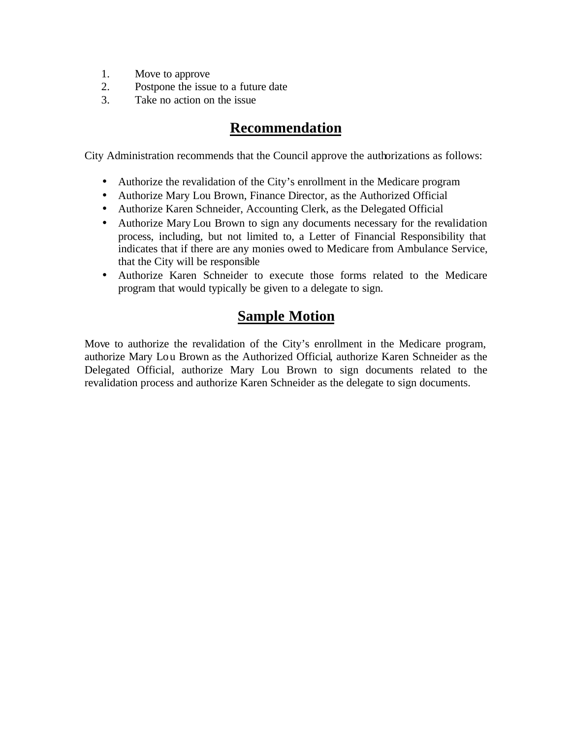1. Move to approve
2. Postpone the issue to a future date
3. Take no action on the issue

## Recommendation

City Administration recommends that the Council approve the authorizations as follows:

- Authorize the revalidation of the City's enrollment in the Medicare program
- Authorize Mary Lou Brown, Finance Director, as the Authorized Official
- Authorize Karen Schneider, Accounting Clerk, as the Delegated Official
- Authorize Mary Lou Brown to sign any documents necessary for the revalidation process, including, but not limited to, a Letter of Financial Responsibility that indicates that if there are any monies owed to Medicare from Ambulance Service, that the City will be responsible
- Authorize Karen Schneider to execute those forms related to the Medicare program that would typically be given to a delegate to sign.

## Sample Motion

Move to authorize the revalidation of the City's enrollment in the Medicare program, authorize Mary Lou Brown as the Authorized Official, authorize Karen Schneider as the Delegated Official, authorize Mary Lou Brown to sign documents related to the revalidation process and authorize Karen Schneider as the delegate to sign documents.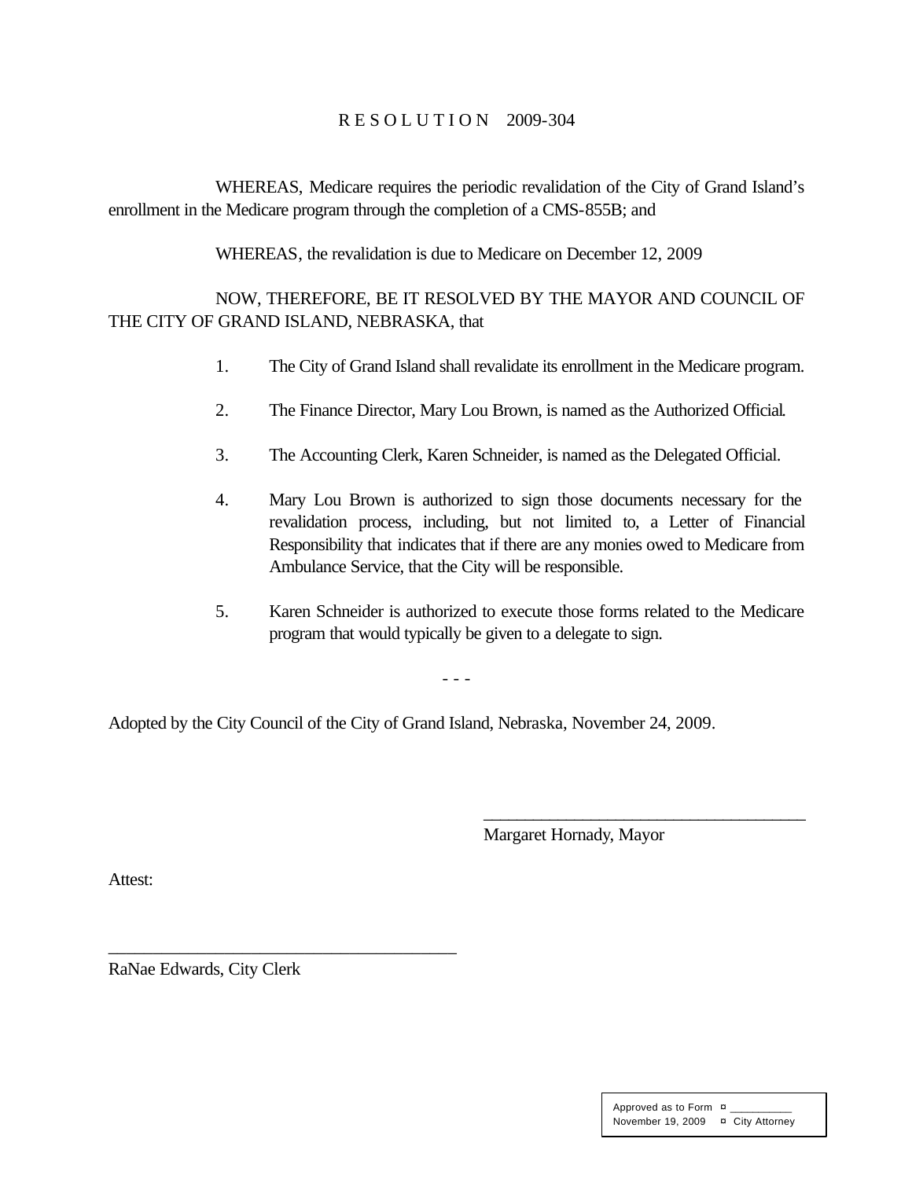# R E S O L U T I O N 2009-304

WHEREAS, Medicare requires the periodic revalidation of the City of Grand Island's enrollment in the Medicare program through the completion of a CMS-855B; and

WHEREAS, the revalidation is due to Medicare on December 12, 2009

NOW, THEREFORE, BE IT RESOLVED BY THE MAYOR AND COUNCIL OF THE CITY OF GRAND ISLAND, NEBRASKA, that

1. The City of Grand Island shall revalidate its enrollment in the Medicare program.

2. The Finance Director, Mary Lou Brown, is named as the Authorized Official.

3. The Accounting Clerk, Karen Schneider, is named as the Delegated Official.

4. Mary Lou Brown is authorized to sign those documents necessary for the revalidation process, including, but not limited to, a Letter of Financial Responsibility that indicates that if there are any monies owed to Medicare from Ambulance Service, that the City will be responsible.

5. Karen Schneider is authorized to execute those forms related to the Medicare program that would typically be given to a delegate to sign.

- - -

Adopted by the City Council of the City of Grand Island, Nebraska, November 24, 2009.

_____________________________________
Margaret Hornady, Mayor

Attest:

_____________________________________
RaNae Edwards, City Clerk

Approved as to Form ¤ __________
November 19, 2009 ¤ City Attorney